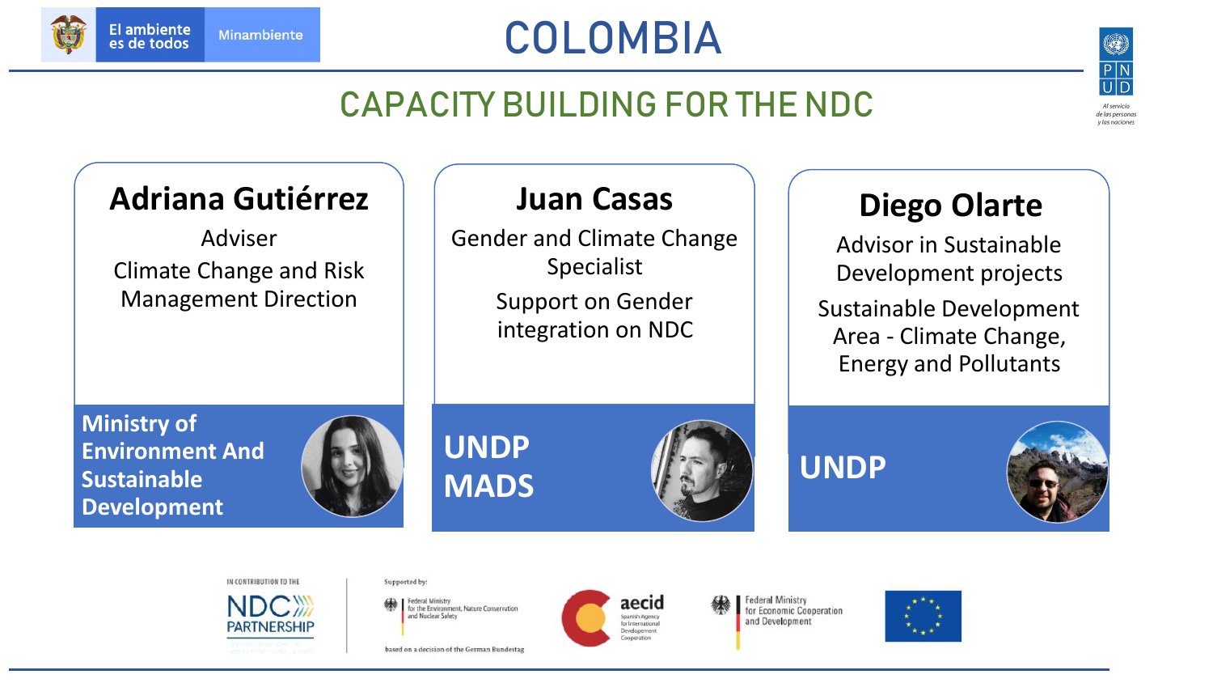El ambiente es de todos | Minambiente

# COLOMBIA

## CAPACITY BUILDING FOR THE NDC

### Adriana Gutiérrez

Adviser

Climate Change and Risk Management Direction

**Ministry of Environment And Sustainable Development**

### Juan Casas

Gender and Climate Change Specialist

Support on Gender integration on NDC

**UNDP MADS**

### Diego Olarte

Advisor in Sustainable Development projects

Sustainable Development Area - Climate Change, Energy and Pollutants

**UNDP**

IN CONTRIBUTION TO THE NDC PARTNERSHIP

Supported by: Federal Ministry for the Environment, Nature Conservation and Nuclear Safety

based on a decision of the German Bundestag

aecid – Spanish Agency for International Development Cooperation

Federal Ministry for Economic Cooperation and Development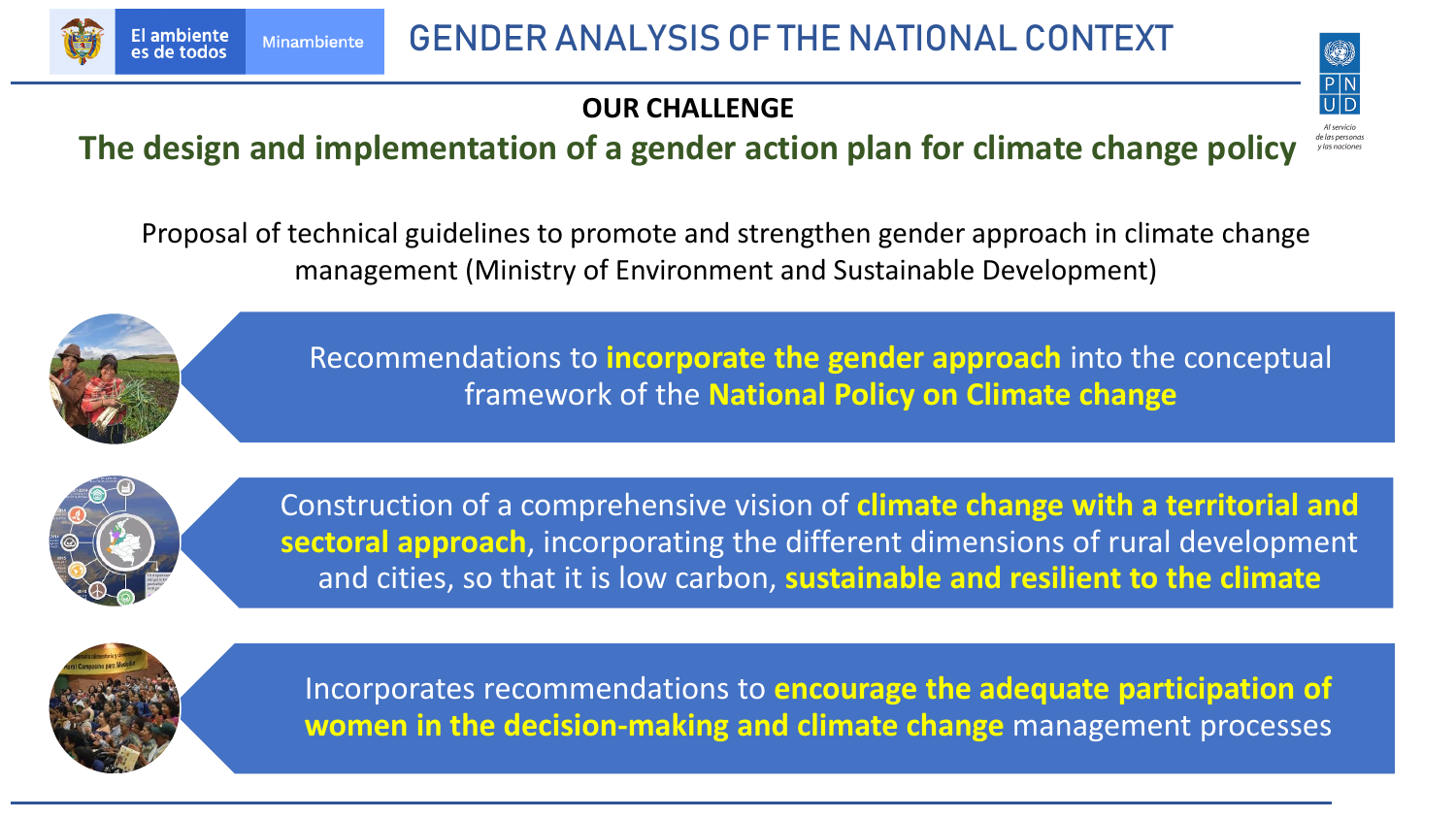# GENDER ANALYSIS OF THE NATIONAL CONTEXT

**OUR CHALLENGE**

## The design and implementation of a gender action plan for climate change policy

Proposal of technical guidelines to promote and strengthen gender approach in climate change management (Ministry of Environment and Sustainable Development)

- Recommendations to **incorporate the gender approach** into the conceptual framework of the **National Policy on Climate change**
- Construction of a comprehensive vision of **climate change with a territorial and sectoral approach**, incorporating the different dimensions of rural development and cities, so that it is low carbon, **sustainable and resilient to the climate**
- Incorporates recommendations to **encourage the adequate participation of women in the decision-making and climate change** management processes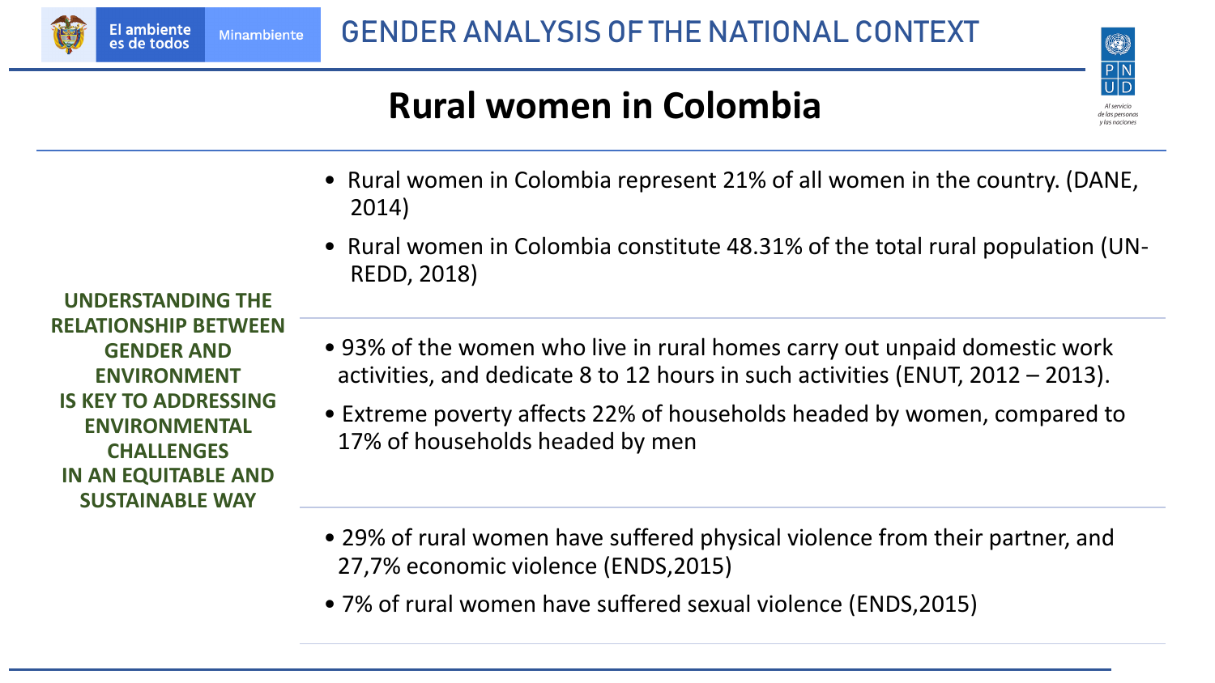# GENDER ANALYSIS OF THE NATIONAL CONTEXT

## Rural women in Colombia

**UNDERSTANDING THE RELATIONSHIP BETWEEN GENDER AND ENVIRONMENT IS KEY TO ADDRESSING ENVIRONMENTAL CHALLENGES IN AN EQUITABLE AND SUSTAINABLE WAY**

- Rural women in Colombia represent 21% of all women in the country. (DANE, 2014)
- Rural women in Colombia constitute 48.31% of the total rural population (UN-REDD, 2018)

- 93% of the women who live in rural homes carry out unpaid domestic work activities, and dedicate 8 to 12 hours in such activities (ENUT, 2012 – 2013).
- Extreme poverty affects 22% of households headed by women, compared to 17% of households headed by men

- 29% of rural women have suffered physical violence from their partner, and 27,7% economic violence (ENDS,2015)
- 7% of rural women have suffered sexual violence (ENDS,2015)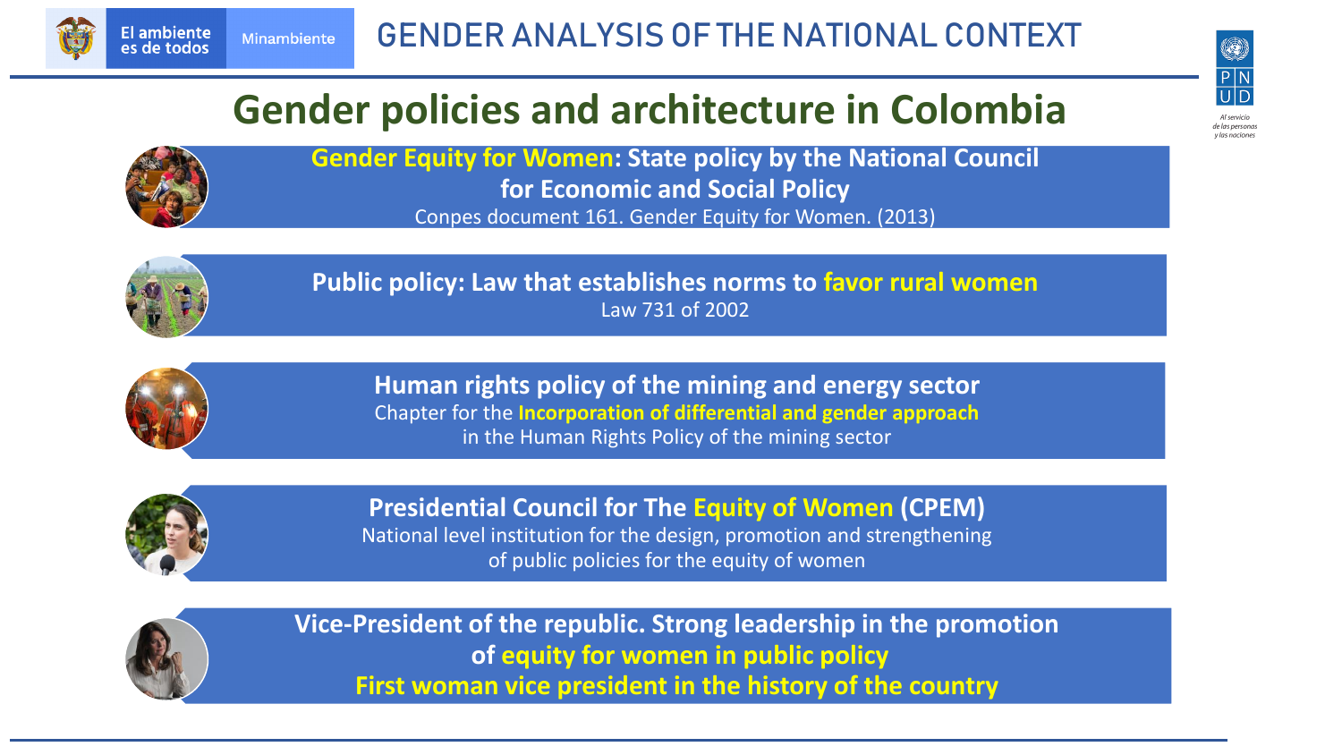# GENDER ANALYSIS OF THE NATIONAL CONTEXT

## Gender policies and architecture in Colombia

**Gender Equity for Women: State policy by the National Council for Economic and Social Policy**
Conpes document 161. Gender Equity for Women. (2013)

**Public policy: Law that establishes norms to favor rural women**
Law 731 of 2002

**Human rights policy of the mining and energy sector**
Chapter for the **Incorporation of differential and gender approach** in the Human Rights Policy of the mining sector

**Presidential Council for The Equity of Women (CPEM)**
National level institution for the design, promotion and strengthening of public policies for the equity of women

**Vice-President of the republic. Strong leadership in the promotion of equity for women in public policy**
**First woman vice president in the history of the country**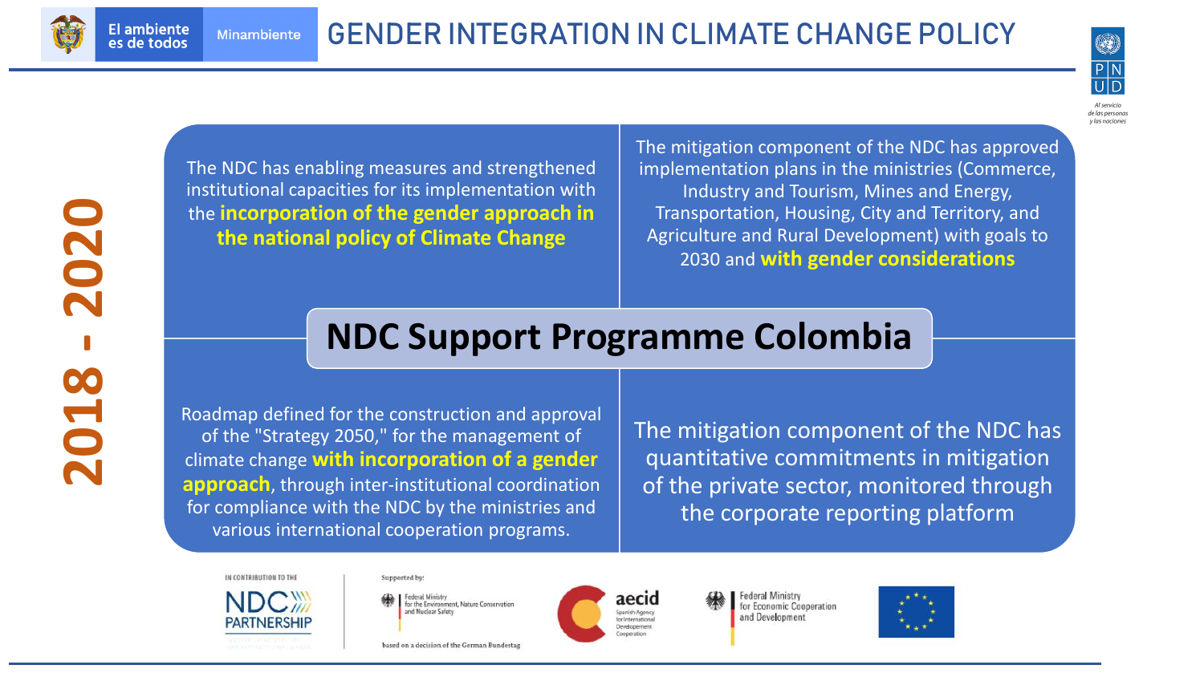# GENDER INTEGRATION IN CLIMATE CHANGE POLICY

El ambiente es de todos | Minambiente

**2018 - 2020**

## NDC Support Programme Colombia

The NDC has enabling measures and strengthened institutional capacities for its implementation with the **incorporation of the gender approach in the national policy of Climate Change**

The mitigation component of the NDC has approved implementation plans in the ministries (Commerce, Industry and Tourism, Mines and Energy, Transportation, Housing, City and Territory, and Agriculture and Rural Development) with goals to 2030 and **with gender considerations**

Roadmap defined for the construction and approval of the "Strategy 2050," for the management of climate change **with incorporation of a gender approach**, through inter-institutional coordination for compliance with the NDC by the ministries and various international cooperation programs.

The mitigation component of the NDC has quantitative commitments in mitigation of the private sector, monitored through the corporate reporting platform

IN CONTRIBUTION TO THE NDC PARTNERSHIP

Supported by: Federal Ministry for the Environment, Nature Conservation and Nuclear Safety — based on a decision of the German Bundestag

aecid — Spanish Agency for International Development Cooperation

Federal Ministry for Economic Cooperation and Development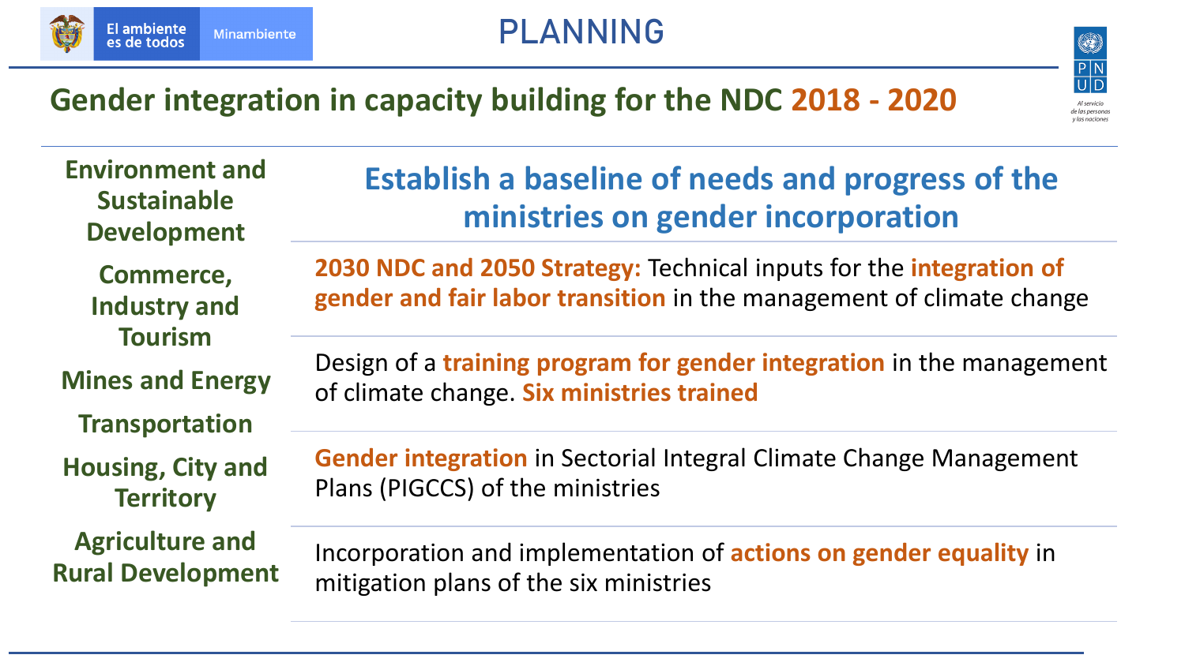# PLANNING

## Gender integration in capacity building for the NDC 2018 - 2020

- **Environment and Sustainable Development**
- **Commerce, Industry and Tourism**
- **Mines and Energy**
- **Transportation**
- **Housing, City and Territory**
- **Agriculture and Rural Development**

### Establish a baseline of needs and progress of the ministries on gender incorporation

**2030 NDC and 2050 Strategy:** Technical inputs for the **integration of gender and fair labor transition** in the management of climate change

Design of a **training program for gender integration** in the management of climate change. **Six ministries trained**

**Gender integration** in Sectorial Integral Climate Change Management Plans (PIGCCS) of the ministries

Incorporation and implementation of **actions on gender equality** in mitigation plans of the six ministries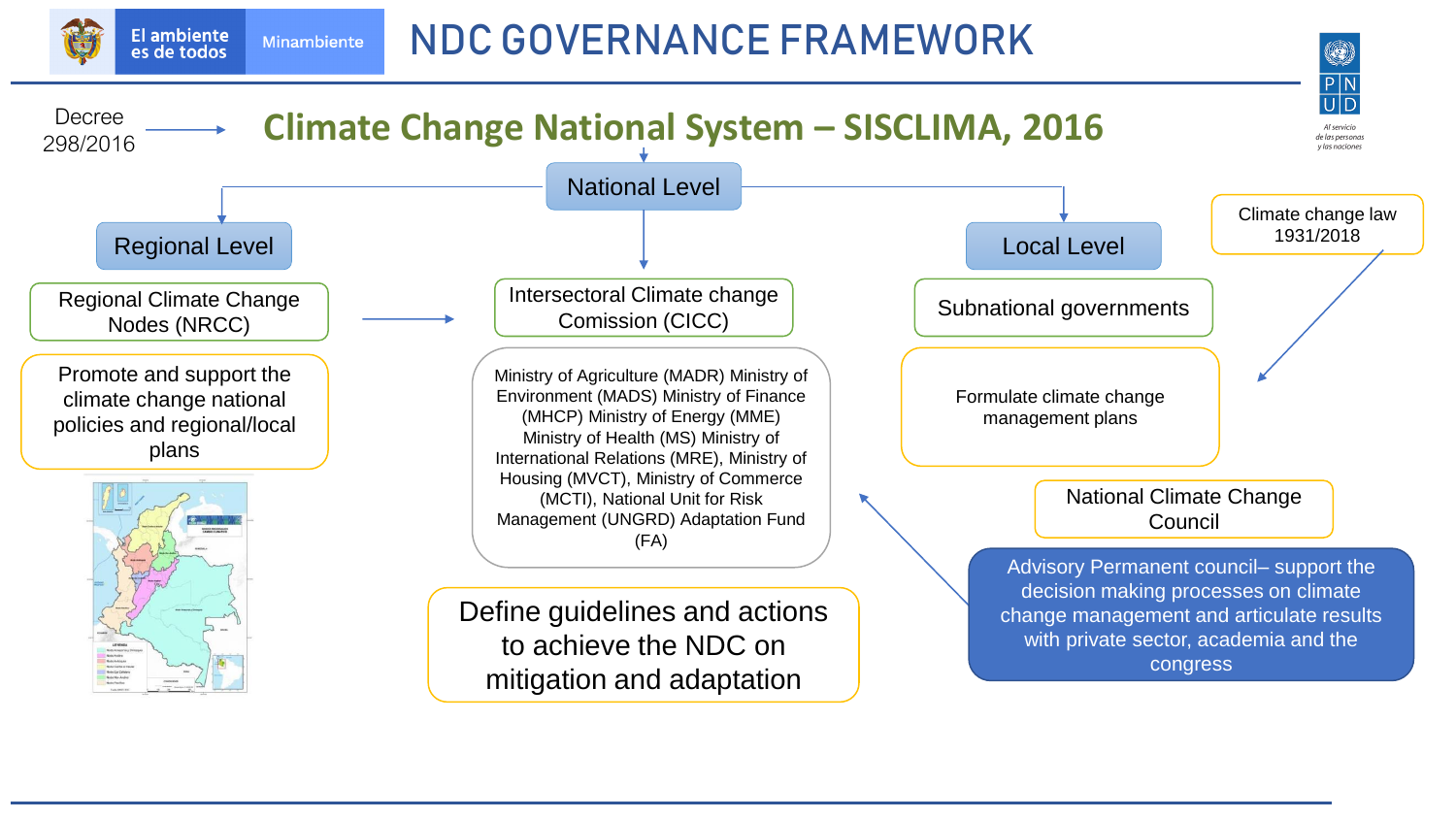# NDC GOVERNANCE FRAMEWORK

Decree 298/2016 → 

## Climate Change National System – SISCLIMA, 2016

### National Level

**Intersectoral Climate change Comission (CICC)**

Ministry of Agriculture (MADR) Ministry of Environment (MADS) Ministry of Finance (MHCP) Ministry of Energy (MME) Ministry of Health (MS) Ministry of International Relations (MRE), Ministry of Housing (MVCT), Ministry of Commerce (MCTI), National Unit for Risk Management (UNGRD) Adaptation Fund (FA)

Define guidelines and actions to achieve the NDC on mitigation and adaptation

### Regional Level

**Regional Climate Change Nodes (NRCC)**

Promote and support the climate change national policies and regional/local plans

### Local Level

Climate change law 1931/2018

**Subnational governments**

Formulate climate change management plans

**National Climate Change Council**

Advisory Permanent council– support the decision making processes on climate change management and articulate results with private sector, academia and the congress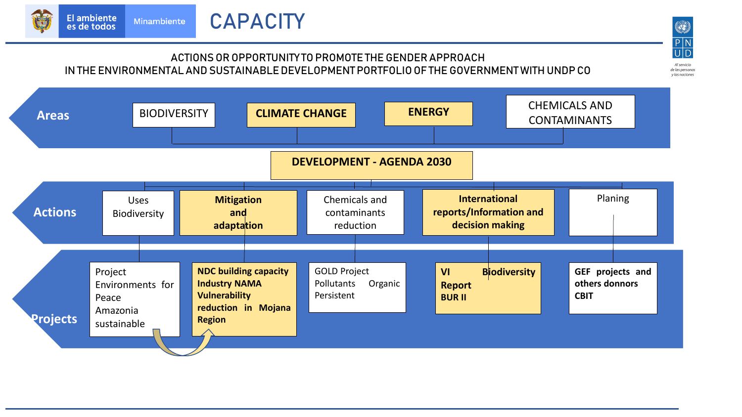# CAPACITY

El ambiente es de todos — Minambiente

ACTIONS OR OPPORTUNITY TO PROMOTE THE GENDER APPROACH
IN THE ENVIRONMENTAL AND SUSTAINABLE DEVELOPMENT PORTFOLIO OF THE GOVERNMENT WITH UNDP CO

**Areas**

- BIODIVERSITY
- **CLIMATE CHANGE**
- **ENERGY**
- CHEMICALS AND CONTAMINANTS

**DEVELOPMENT - AGENDA 2030**

**Actions**

| Actions | Projects |
|---|---|
| Uses Biodiversity | Project Environments for Peace Amazonia sustainable |
| **Mitigation and adaptation** | **NDC building capacity Industry NAMA Vulnerability reduction in Mojana Region** |
| Chemicals and contaminants reduction | GOLD Project Pollutants Organic Persistent |
| **International reports/Information and decision making** | **VI Biodiversity Report BUR II** |
| Planing | **GEF projects and others donnors CBIT** |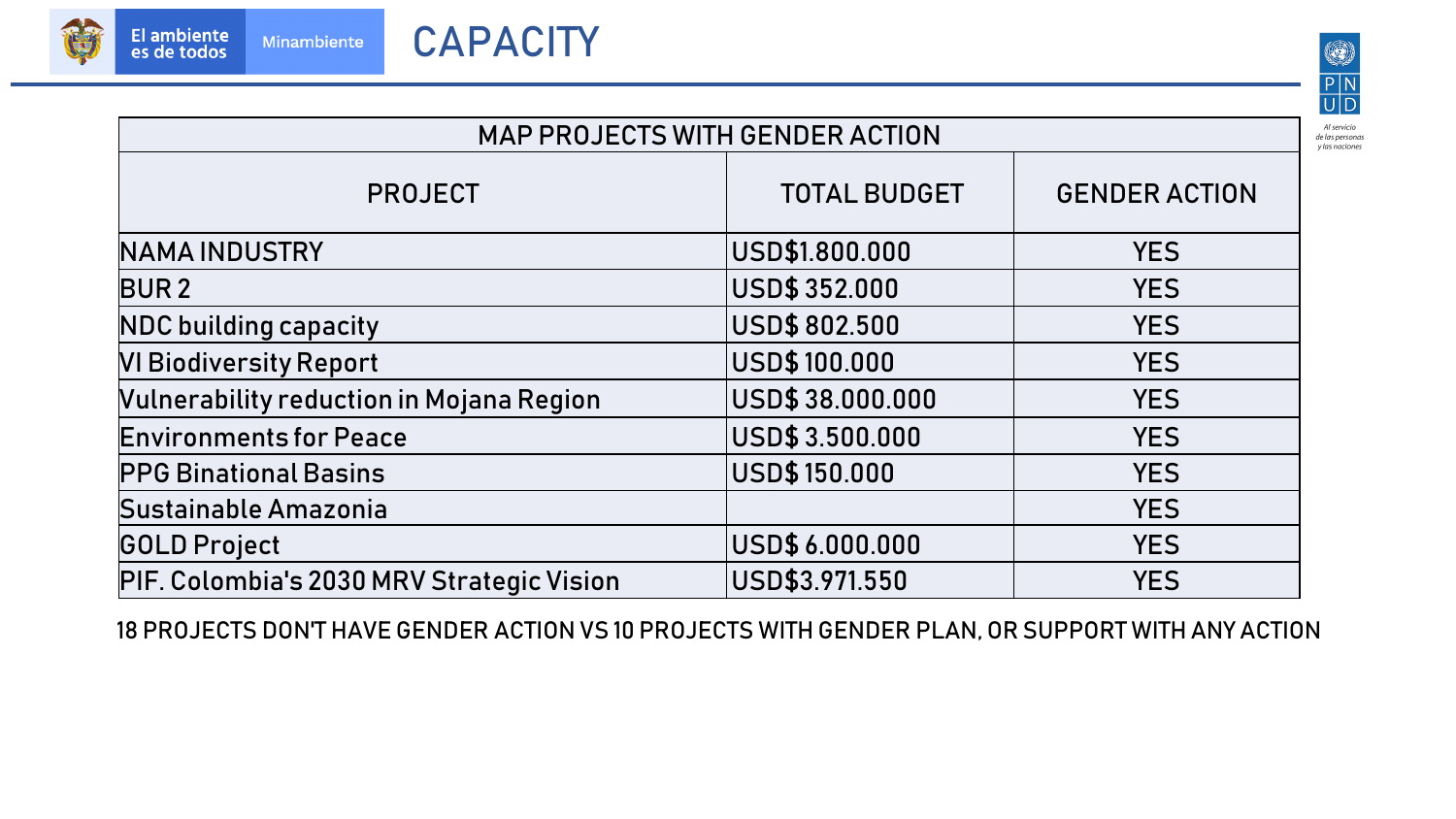# CAPACITY

| MAP PROJECTS WITH GENDER ACTION | | |
|---|---|---|
| PROJECT | TOTAL BUDGET | GENDER ACTION |
| NAMA INDUSTRY | USD$1.800.000 | YES |
| BUR 2 | USD$ 352.000 | YES |
| NDC building capacity | USD$ 802.500 | YES |
| VI Biodiversity Report | USD$ 100.000 | YES |
| Vulnerability reduction in Mojana Region | USD$ 38.000.000 | YES |
| Environments for Peace | USD$ 3.500.000 | YES |
| PPG Binational Basins | USD$ 150.000 | YES |
| Sustainable Amazonia | | YES |
| GOLD Project | USD$ 6.000.000 | YES |
| PIF. Colombia's 2030 MRV Strategic Vision | USD$3.971.550 | YES |

18 PROJECTS DON'T HAVE GENDER ACTION VS 10 PROJECTS WITH GENDER PLAN, OR SUPPORT WITH ANY ACTION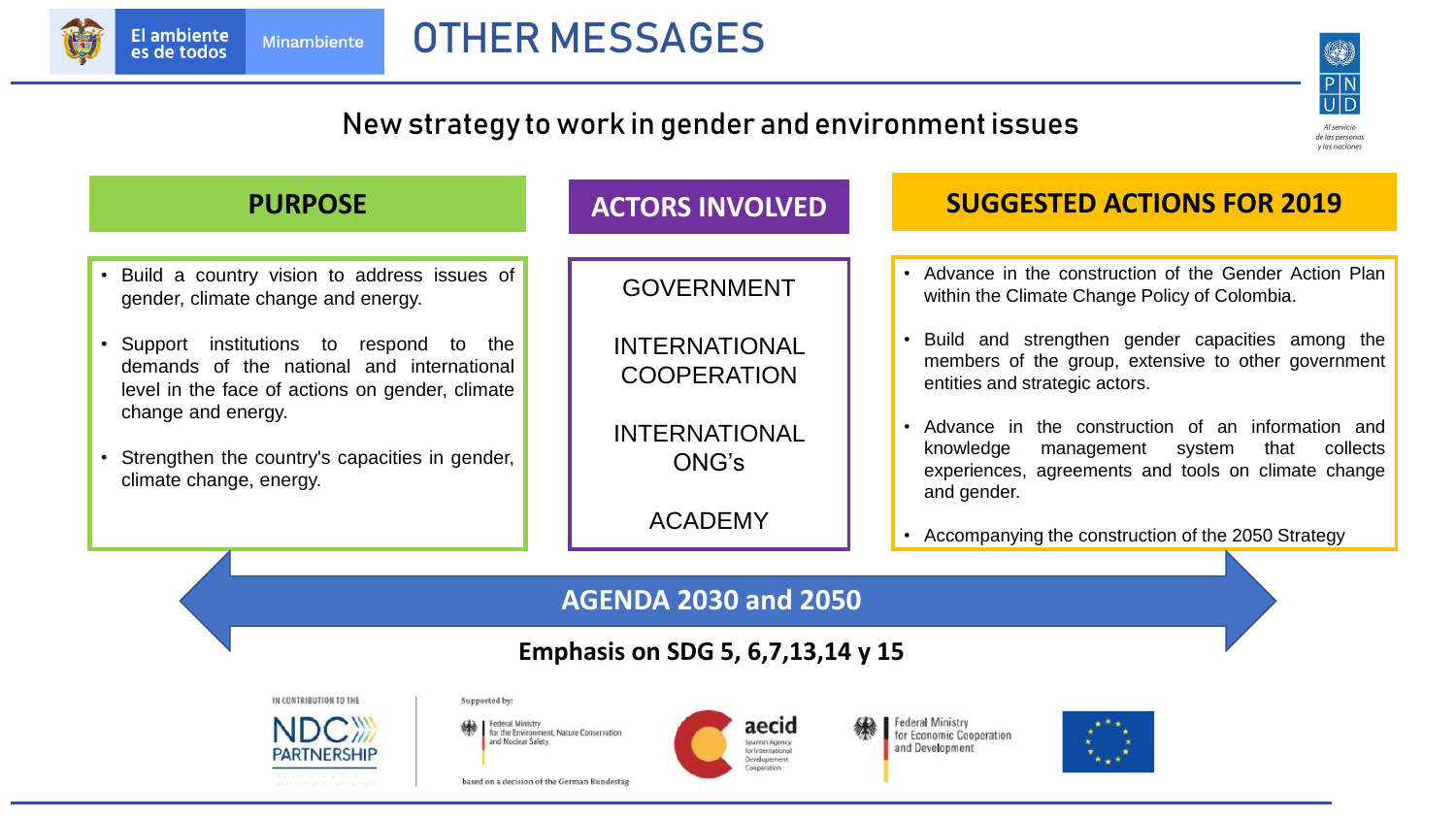# OTHER MESSAGES

## New strategy to work in gender and environment issues

### PURPOSE

- Build a country vision to address issues of gender, climate change and energy.
- Support institutions to respond to the demands of the national and international level in the face of actions on gender, climate change and energy.
- Strengthen the country's capacities in gender, climate change, energy.

### ACTORS INVOLVED

GOVERNMENT

INTERNATIONAL COOPERATION

INTERNATIONAL ONG's

ACADEMY

### SUGGESTED ACTIONS FOR 2019

- Advance in the construction of the Gender Action Plan within the Climate Change Policy of Colombia.
- Build and strengthen gender capacities among the members of the group, extensive to other government entities and strategic actors.
- Advance in the construction of an information and knowledge management system that collects experiences, agreements and tools on climate change and gender.
- Accompanying the construction of the 2050 Strategy

**AGENDA 2030 and 2050**

**Emphasis on SDG 5, 6,7,13,14 y 15**

IN CONTRIBUTION TO THE NDC PARTNERSHIP

Supported by: Federal Ministry for the Environment, Nature Conservation and Nuclear Safety

based on a decision of the German Bundestag

aecid Spanish Agency for International Development Cooperation

Federal Ministry for Economic Cooperation and Development